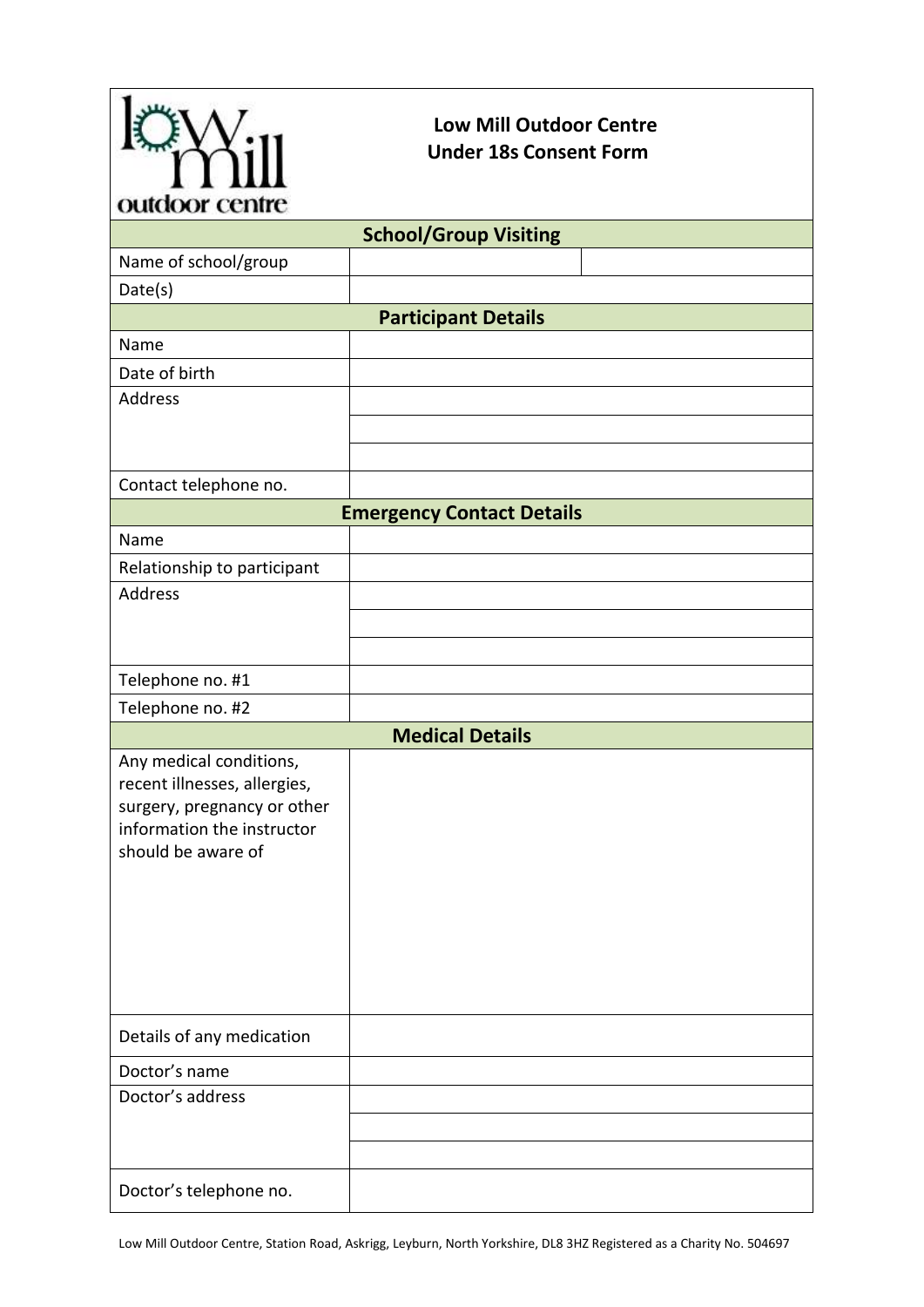# Low Mill Outdoor Centre
## Under 18s Consent Form

| School/Group Visiting | | |
|---|---|---|
| Name of school/group | | |
| Date(s) | | |

| Participant Details | |
|---|---|
| Name | |
| Date of birth | |
| Address | |
| | |
| | |
| Contact telephone no. | |

| Emergency Contact Details | |
|---|---|
| Name | |
| Relationship to participant | |
| Address | |
| | |
| | |
| Telephone no. #1 | |
| Telephone no. #2 | |

| Medical Details | |
|---|---|
| Any medical conditions, recent illnesses, allergies, surgery, pregnancy or other information the instructor should be aware of | |
| Details of any medication | |
| Doctor's name | |
| Doctor's address | |
| | |
| | |
| Doctor's telephone no. | |

Low Mill Outdoor Centre, Station Road, Askrigg, Leyburn, North Yorkshire, DL8 3HZ Registered as a Charity No. 504697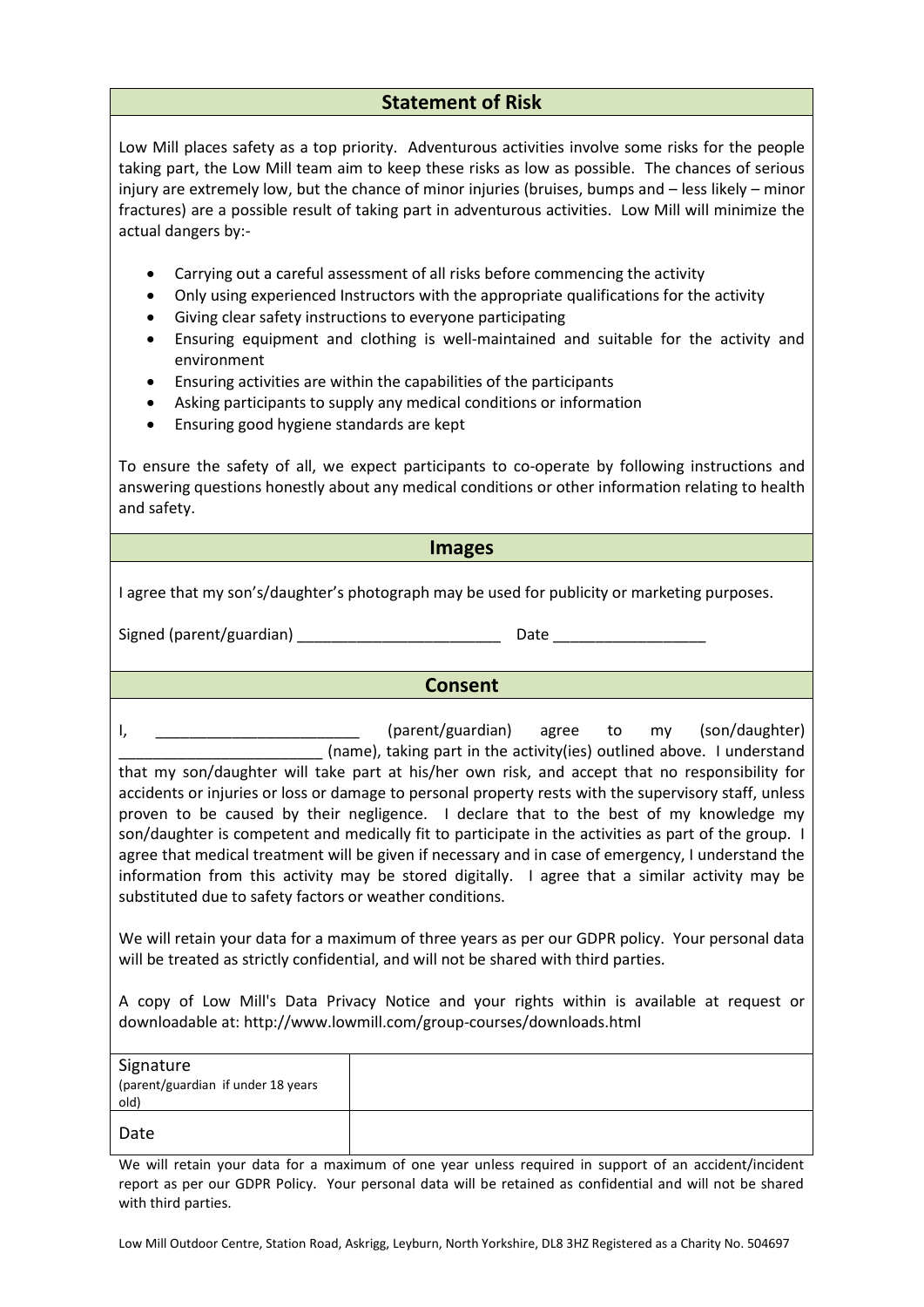## Statement of Risk

Low Mill places safety as a top priority. Adventurous activities involve some risks for the people taking part, the Low Mill team aim to keep these risks as low as possible. The chances of serious injury are extremely low, but the chance of minor injuries (bruises, bumps and – less likely – minor fractures) are a possible result of taking part in adventurous activities. Low Mill will minimize the actual dangers by:-

- Carrying out a careful assessment of all risks before commencing the activity
- Only using experienced Instructors with the appropriate qualifications for the activity
- Giving clear safety instructions to everyone participating
- Ensuring equipment and clothing is well-maintained and suitable for the activity and environment
- Ensuring activities are within the capabilities of the participants
- Asking participants to supply any medical conditions or information
- Ensuring good hygiene standards are kept

To ensure the safety of all, we expect participants to co-operate by following instructions and answering questions honestly about any medical conditions or other information relating to health and safety.

## Images

I agree that my son's/daughter's photograph may be used for publicity or marketing purposes.

Signed (parent/guardian) ________________________ Date __________________

## Consent

I, ________________________ (parent/guardian) agree to my (son/daughter) ________________________ (name), taking part in the activity(ies) outlined above. I understand that my son/daughter will take part at his/her own risk, and accept that no responsibility for accidents or injuries or loss or damage to personal property rests with the supervisory staff, unless proven to be caused by their negligence. I declare that to the best of my knowledge my son/daughter is competent and medically fit to participate in the activities as part of the group. I agree that medical treatment will be given if necessary and in case of emergency, I understand the information from this activity may be stored digitally. I agree that a similar activity may be substituted due to safety factors or weather conditions.

We will retain your data for a maximum of three years as per our GDPR policy. Your personal data will be treated as strictly confidential, and will not be shared with third parties.

A copy of Low Mill's Data Privacy Notice and your rights within is available at request or downloadable at: http://www.lowmill.com/group-courses/downloads.html

| | |
|---|---|
| Signature (parent/guardian if under 18 years old) | |
| Date | |

We will retain your data for a maximum of one year unless required in support of an accident/incident report as per our GDPR Policy. Your personal data will be retained as confidential and will not be shared with third parties.

Low Mill Outdoor Centre, Station Road, Askrigg, Leyburn, North Yorkshire, DL8 3HZ Registered as a Charity No. 504697